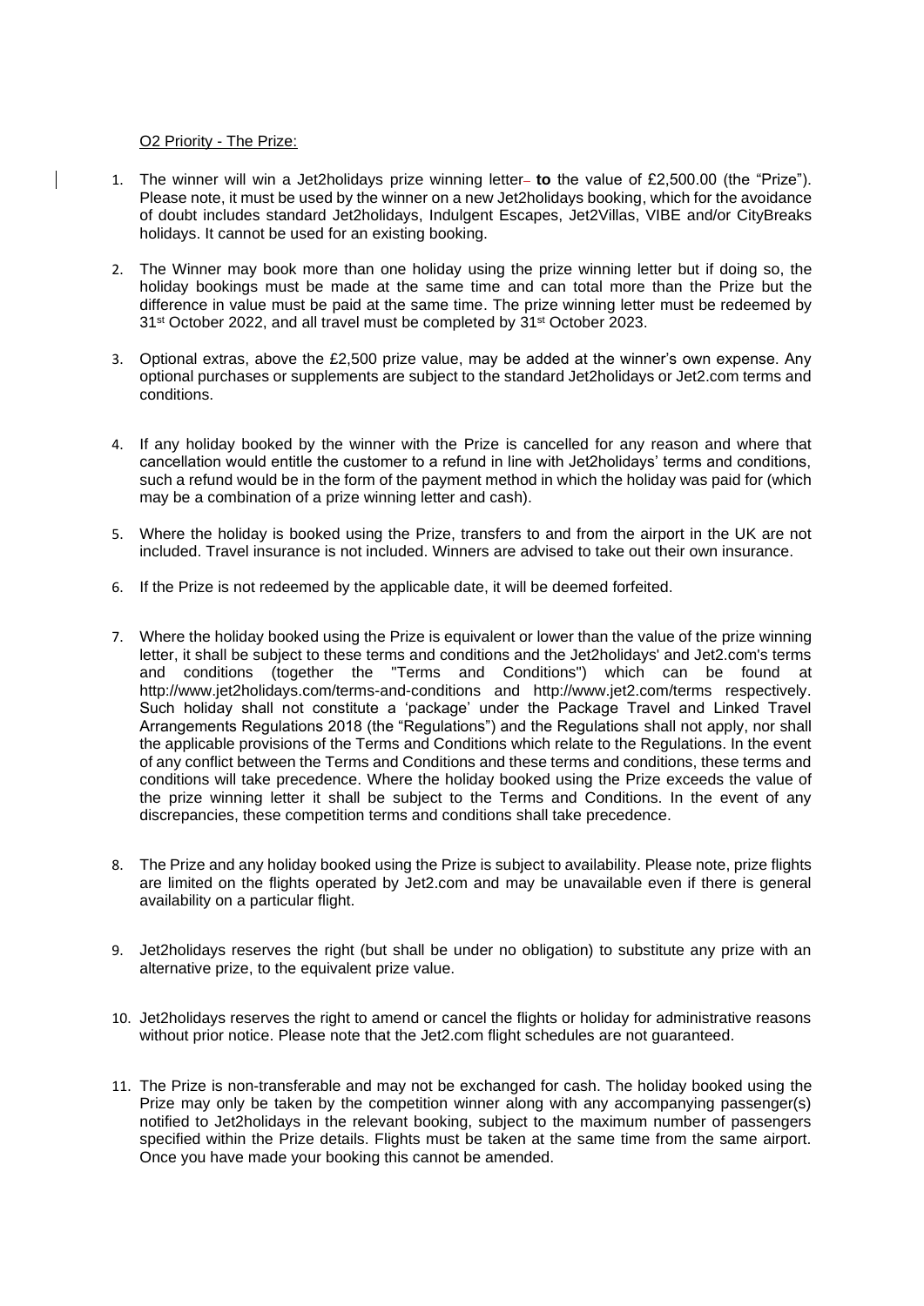O2 Priority - The Prize:

1. The winner will win a Jet2holidays prize winning letter **to** the value of £2,500.00 (the "Prize"). Please note, it must be used by the winner on a new Jet2holidays booking, which for the avoidance of doubt includes standard Jet2holidays, Indulgent Escapes, Jet2Villas, VIBE and/or CityBreaks holidays. It cannot be used for an existing booking.

2. The Winner may book more than one holiday using the prize winning letter but if doing so, the holiday bookings must be made at the same time and can total more than the Prize but the difference in value must be paid at the same time. The prize winning letter must be redeemed by 31st October 2022, and all travel must be completed by 31st October 2023.

3. Optional extras, above the £2,500 prize value, may be added at the winner's own expense. Any optional purchases or supplements are subject to the standard Jet2holidays or Jet2.com terms and conditions.

4. If any holiday booked by the winner with the Prize is cancelled for any reason and where that cancellation would entitle the customer to a refund in line with Jet2holidays' terms and conditions, such a refund would be in the form of the payment method in which the holiday was paid for (which may be a combination of a prize winning letter and cash).

5. Where the holiday is booked using the Prize, transfers to and from the airport in the UK are not included. Travel insurance is not included. Winners are advised to take out their own insurance.

6. If the Prize is not redeemed by the applicable date, it will be deemed forfeited.

7. Where the holiday booked using the Prize is equivalent or lower than the value of the prize winning letter, it shall be subject to these terms and conditions and the Jet2holidays' and Jet2.com's terms and conditions (together the "Terms and Conditions") which can be found at http://www.jet2holidays.com/terms-and-conditions and http://www.jet2.com/terms respectively. Such holiday shall not constitute a 'package' under the Package Travel and Linked Travel Arrangements Regulations 2018 (the "Regulations") and the Regulations shall not apply, nor shall the applicable provisions of the Terms and Conditions which relate to the Regulations. In the event of any conflict between the Terms and Conditions and these terms and conditions, these terms and conditions will take precedence. Where the holiday booked using the Prize exceeds the value of the prize winning letter it shall be subject to the Terms and Conditions. In the event of any discrepancies, these competition terms and conditions shall take precedence.

8. The Prize and any holiday booked using the Prize is subject to availability. Please note, prize flights are limited on the flights operated by Jet2.com and may be unavailable even if there is general availability on a particular flight.

9. Jet2holidays reserves the right (but shall be under no obligation) to substitute any prize with an alternative prize, to the equivalent prize value.

10. Jet2holidays reserves the right to amend or cancel the flights or holiday for administrative reasons without prior notice. Please note that the Jet2.com flight schedules are not guaranteed.

11. The Prize is non-transferable and may not be exchanged for cash. The holiday booked using the Prize may only be taken by the competition winner along with any accompanying passenger(s) notified to Jet2holidays in the relevant booking, subject to the maximum number of passengers specified within the Prize details. Flights must be taken at the same time from the same airport. Once you have made your booking this cannot be amended.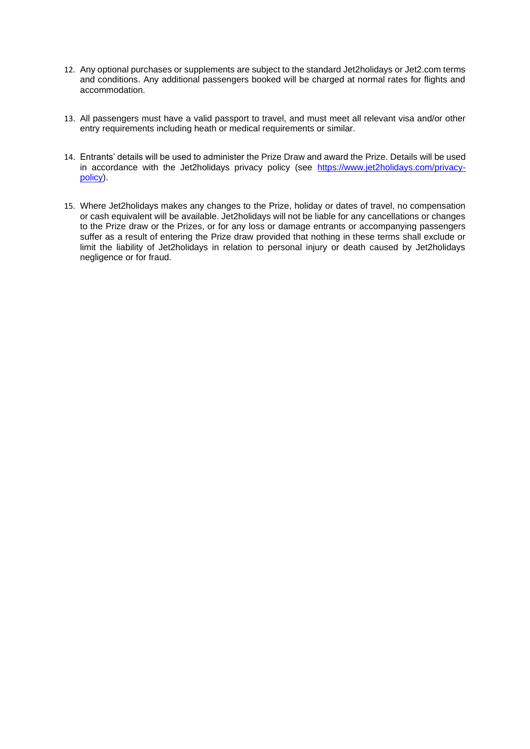12. Any optional purchases or supplements are subject to the standard Jet2holidays or Jet2.com terms and conditions. Any additional passengers booked will be charged at normal rates for flights and accommodation.

13. All passengers must have a valid passport to travel, and must meet all relevant visa and/or other entry requirements including heath or medical requirements or similar.

14. Entrants' details will be used to administer the Prize Draw and award the Prize. Details will be used in accordance with the Jet2holidays privacy policy (see [https://www.jet2holidays.com/privacy-policy](https://www.jet2holidays.com/privacy-policy)).

15. Where Jet2holidays makes any changes to the Prize, holiday or dates of travel, no compensation or cash equivalent will be available. Jet2holidays will not be liable for any cancellations or changes to the Prize draw or the Prizes, or for any loss or damage entrants or accompanying passengers suffer as a result of entering the Prize draw provided that nothing in these terms shall exclude or limit the liability of Jet2holidays in relation to personal injury or death caused by Jet2holidays negligence or for fraud.